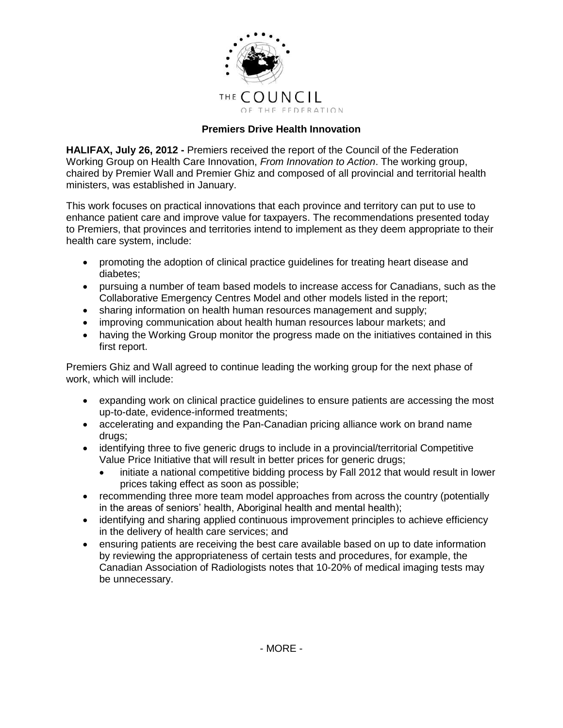THE COUNCIL OF THE FEDERATION

## Premiers Drive Health Innovation

**HALIFAX, July 26, 2012 -** Premiers received the report of the Council of the Federation Working Group on Health Care Innovation, *From Innovation to Action*. The working group, chaired by Premier Wall and Premier Ghiz and composed of all provincial and territorial health ministers, was established in January.

This work focuses on practical innovations that each province and territory can put to use to enhance patient care and improve value for taxpayers. The recommendations presented today to Premiers, that provinces and territories intend to implement as they deem appropriate to their health care system, include:

- promoting the adoption of clinical practice guidelines for treating heart disease and diabetes;
- pursuing a number of team based models to increase access for Canadians, such as the Collaborative Emergency Centres Model and other models listed in the report;
- sharing information on health human resources management and supply;
- improving communication about health human resources labour markets; and
- having the Working Group monitor the progress made on the initiatives contained in this first report.

Premiers Ghiz and Wall agreed to continue leading the working group for the next phase of work, which will include:

- expanding work on clinical practice guidelines to ensure patients are accessing the most up-to-date, evidence-informed treatments;
- accelerating and expanding the Pan-Canadian pricing alliance work on brand name drugs;
- identifying three to five generic drugs to include in a provincial/territorial Competitive Value Price Initiative that will result in better prices for generic drugs;
    - initiate a national competitive bidding process by Fall 2012 that would result in lower prices taking effect as soon as possible;
- recommending three more team model approaches from across the country (potentially in the areas of seniors' health, Aboriginal health and mental health);
- identifying and sharing applied continuous improvement principles to achieve efficiency in the delivery of health care services; and
- ensuring patients are receiving the best care available based on up to date information by reviewing the appropriateness of certain tests and procedures, for example, the Canadian Association of Radiologists notes that 10-20% of medical imaging tests may be unnecessary.

- MORE -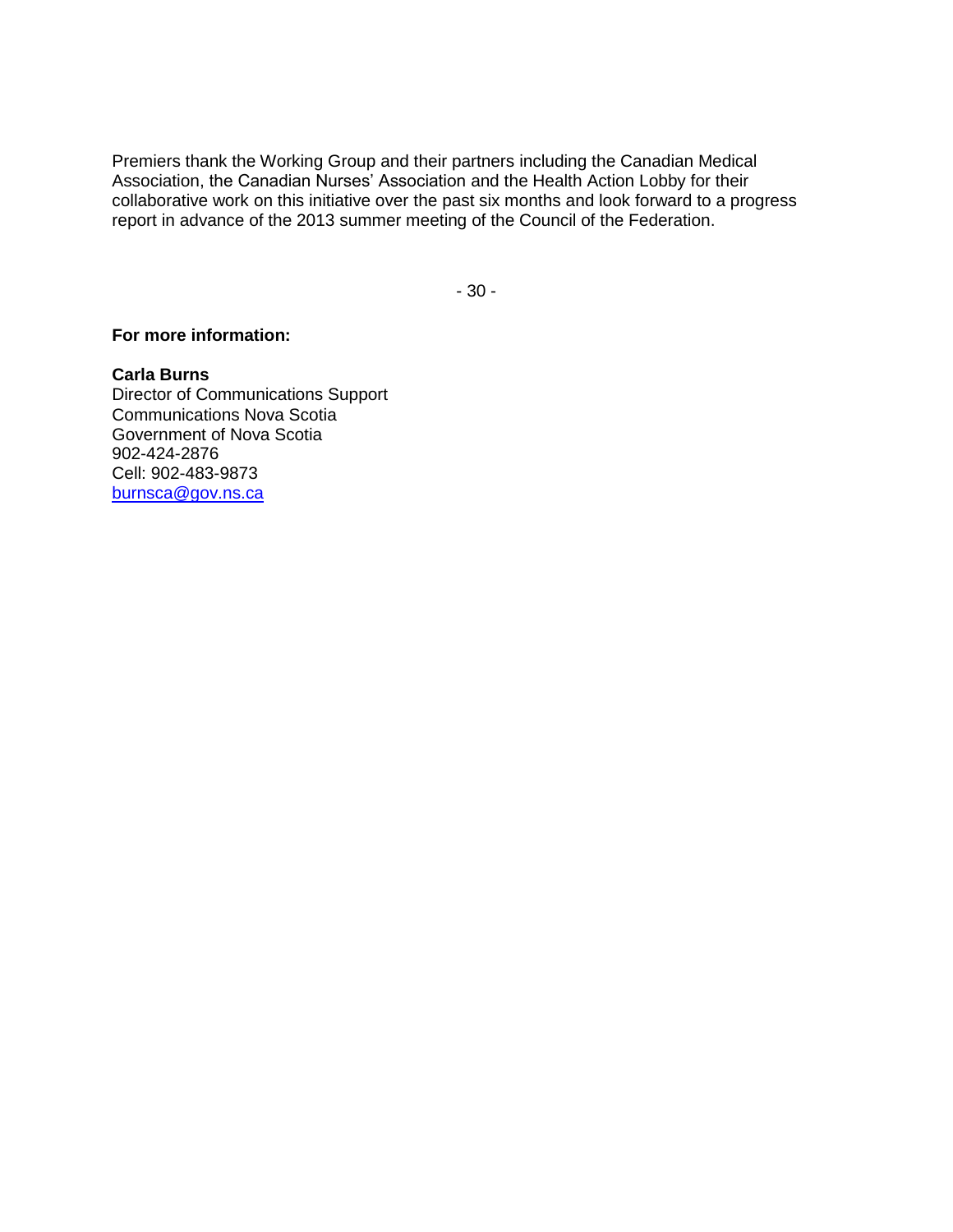Premiers thank the Working Group and their partners including the Canadian Medical Association, the Canadian Nurses' Association and the Health Action Lobby for their collaborative work on this initiative over the past six months and look forward to a progress report in advance of the 2013 summer meeting of the Council of the Federation.

- 30 -

**For more information:**

**Carla Burns**
Director of Communications Support
Communications Nova Scotia
Government of Nova Scotia
902-424-2876
Cell: 902-483-9873
burnsca@gov.ns.ca